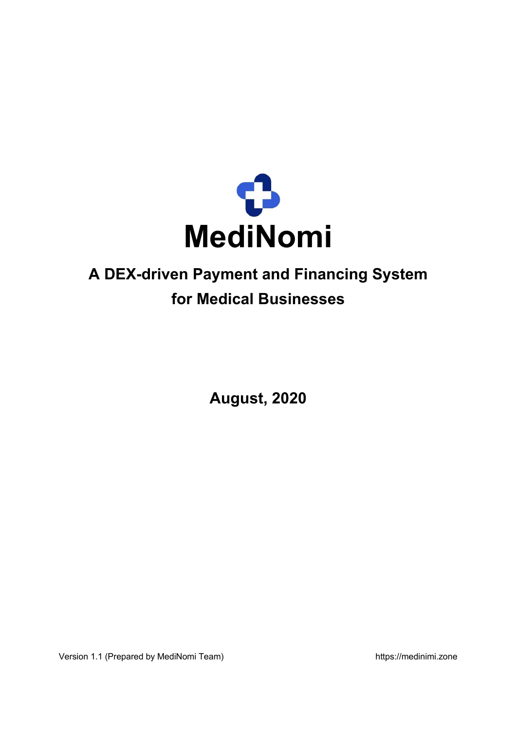# MediNomi

## A DEX-driven Payment and Financing System for Medical Businesses

**August, 2020**

Version 1.1 (Prepared by MediNomi Team)

https://medinimi.zone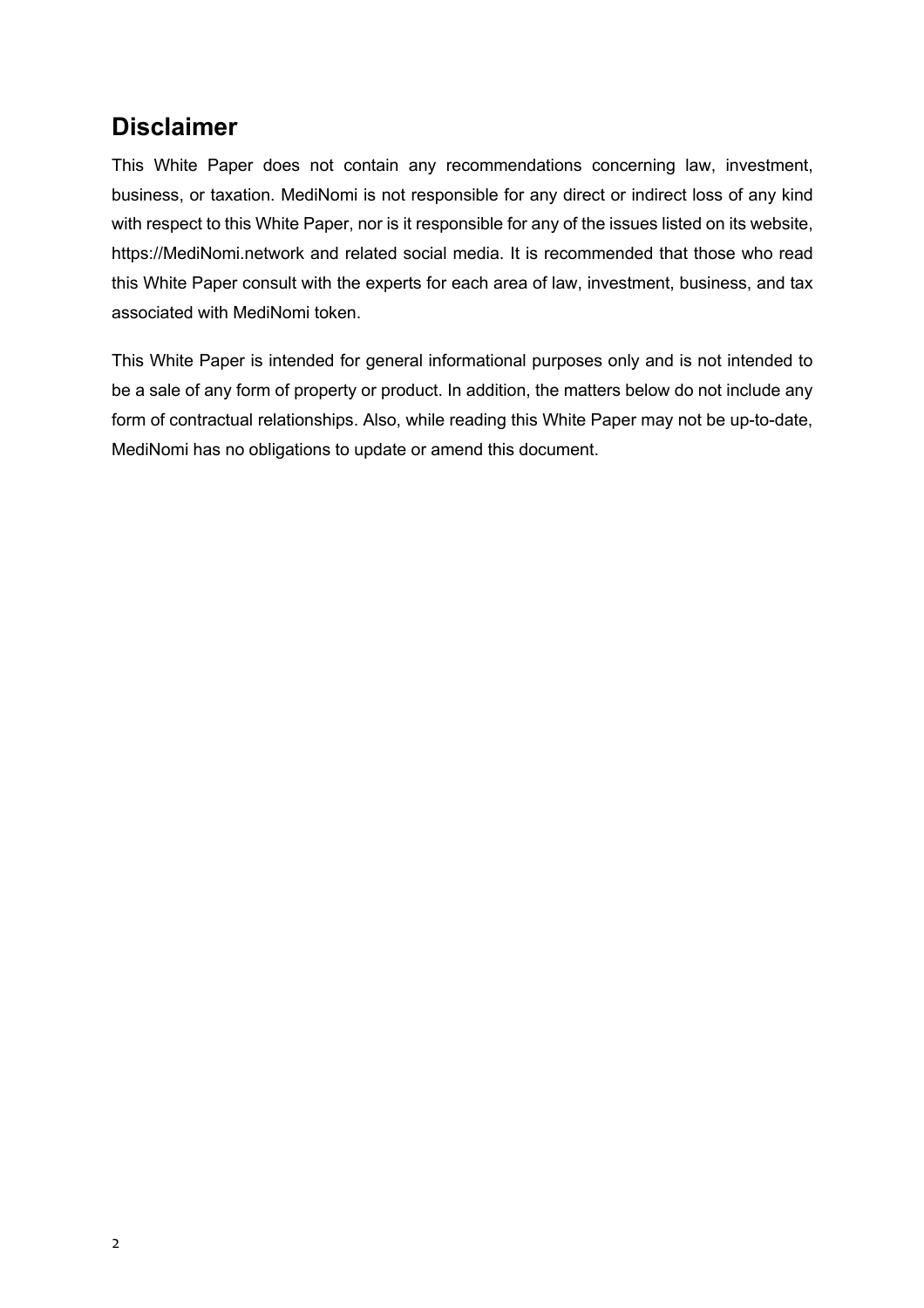## Disclaimer

This White Paper does not contain any recommendations concerning law, investment, business, or taxation. MediNomi is not responsible for any direct or indirect loss of any kind with respect to this White Paper, nor is it responsible for any of the issues listed on its website, https://MediNomi.network and related social media. It is recommended that those who read this White Paper consult with the experts for each area of law, investment, business, and tax associated with MediNomi token.

This White Paper is intended for general informational purposes only and is not intended to be a sale of any form of property or product. In addition, the matters below do not include any form of contractual relationships. Also, while reading this White Paper may not be up-to-date, MediNomi has no obligations to update or amend this document.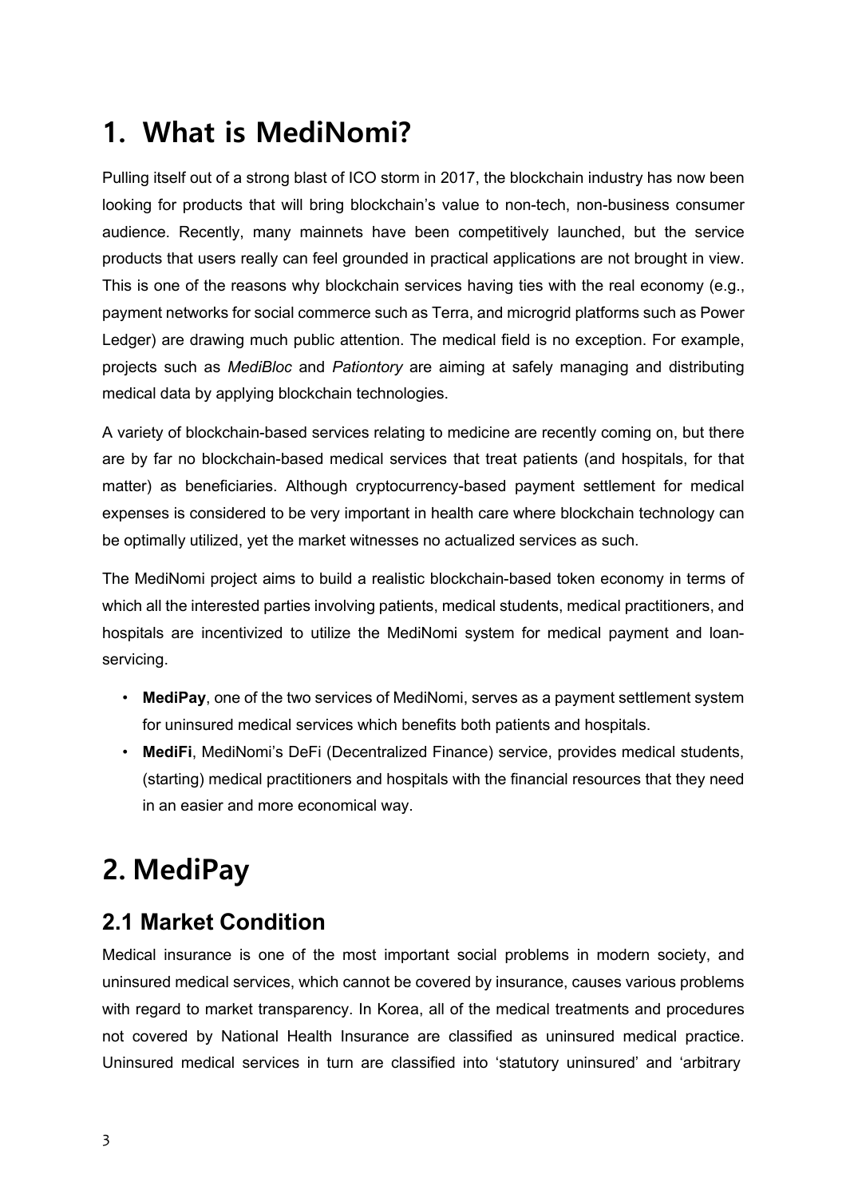# 1. What is MediNomi?

Pulling itself out of a strong blast of ICO storm in 2017, the blockchain industry has now been looking for products that will bring blockchain's value to non-tech, non-business consumer audience. Recently, many mainnets have been competitively launched, but the service products that users really can feel grounded in practical applications are not brought in view. This is one of the reasons why blockchain services having ties with the real economy (e.g., payment networks for social commerce such as Terra, and microgrid platforms such as Power Ledger) are drawing much public attention. The medical field is no exception. For example, projects such as *MediBloc* and *Pationtory* are aiming at safely managing and distributing medical data by applying blockchain technologies.

A variety of blockchain-based services relating to medicine are recently coming on, but there are by far no blockchain-based medical services that treat patients (and hospitals, for that matter) as beneficiaries. Although cryptocurrency-based payment settlement for medical expenses is considered to be very important in health care where blockchain technology can be optimally utilized, yet the market witnesses no actualized services as such.

The MediNomi project aims to build a realistic blockchain-based token economy in terms of which all the interested parties involving patients, medical students, medical practitioners, and hospitals are incentivized to utilize the MediNomi system for medical payment and loan-servicing.

- **MediPay**, one of the two services of MediNomi, serves as a payment settlement system for uninsured medical services which benefits both patients and hospitals.
- **MediFi**, MediNomi's DeFi (Decentralized Finance) service, provides medical students, (starting) medical practitioners and hospitals with the financial resources that they need in an easier and more economical way.

# 2. MediPay

## 2.1 Market Condition

Medical insurance is one of the most important social problems in modern society, and uninsured medical services, which cannot be covered by insurance, causes various problems with regard to market transparency. In Korea, all of the medical treatments and procedures not covered by National Health Insurance are classified as uninsured medical practice. Uninsured medical services in turn are classified into 'statutory uninsured' and 'arbitrary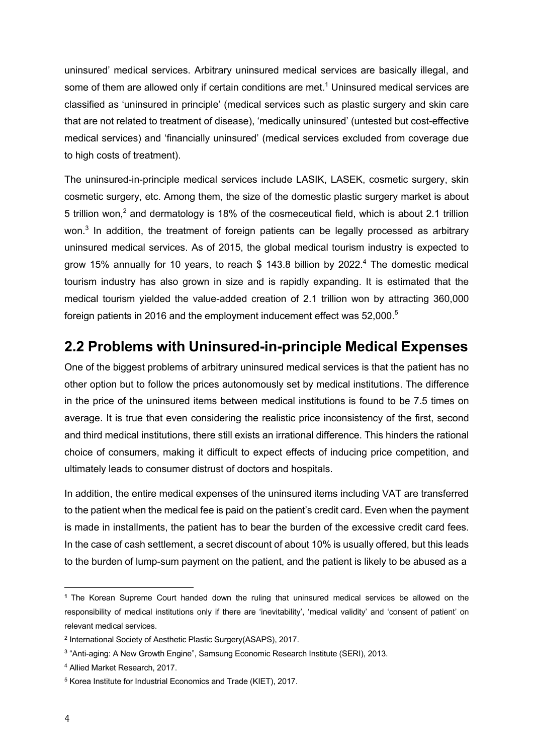uninsured' medical services. Arbitrary uninsured medical services are basically illegal, and some of them are allowed only if certain conditions are met.[1] Uninsured medical services are classified as 'uninsured in principle' (medical services such as plastic surgery and skin care that are not related to treatment of disease), 'medically uninsured' (untested but cost-effective medical services) and 'financially uninsured' (medical services excluded from coverage due to high costs of treatment).

The uninsured-in-principle medical services include LASIK, LASEK, cosmetic surgery, skin cosmetic surgery, etc. Among them, the size of the domestic plastic surgery market is about 5 trillion won,[2] and dermatology is 18% of the cosmeceutical field, which is about 2.1 trillion won.[3] In addition, the treatment of foreign patients can be legally processed as arbitrary uninsured medical services. As of 2015, the global medical tourism industry is expected to grow 15% annually for 10 years, to reach $ 143.8 billion by 2022.[4] The domestic medical tourism industry has also grown in size and is rapidly expanding. It is estimated that the medical tourism yielded the value-added creation of 2.1 trillion won by attracting 360,000 foreign patients in 2016 and the employment inducement effect was 52,000.[5]

## 2.2 Problems with Uninsured-in-principle Medical Expenses

One of the biggest problems of arbitrary uninsured medical services is that the patient has no other option but to follow the prices autonomously set by medical institutions. The difference in the price of the uninsured items between medical institutions is found to be 7.5 times on average. It is true that even considering the realistic price inconsistency of the first, second and third medical institutions, there still exists an irrational difference. This hinders the rational choice of consumers, making it difficult to expect effects of inducing price competition, and ultimately leads to consumer distrust of doctors and hospitals.

In addition, the entire medical expenses of the uninsured items including VAT are transferred to the patient when the medical fee is paid on the patient's credit card. Even when the payment is made in installments, the patient has to bear the burden of the excessive credit card fees. In the case of cash settlement, a secret discount of about 10% is usually offered, but this leads to the burden of lump-sum payment on the patient, and the patient is likely to be abused as a

---

[1] The Korean Supreme Court handed down the ruling that uninsured medical services be allowed on the responsibility of medical institutions only if there are 'inevitability', 'medical validity' and 'consent of patient' on relevant medical services.

[2] International Society of Aesthetic Plastic Surgery(ASAPS), 2017.

[3] "Anti-aging: A New Growth Engine", Samsung Economic Research Institute (SERI), 2013.

[4] Allied Market Research, 2017.

[5] Korea Institute for Industrial Economics and Trade (KIET), 2017.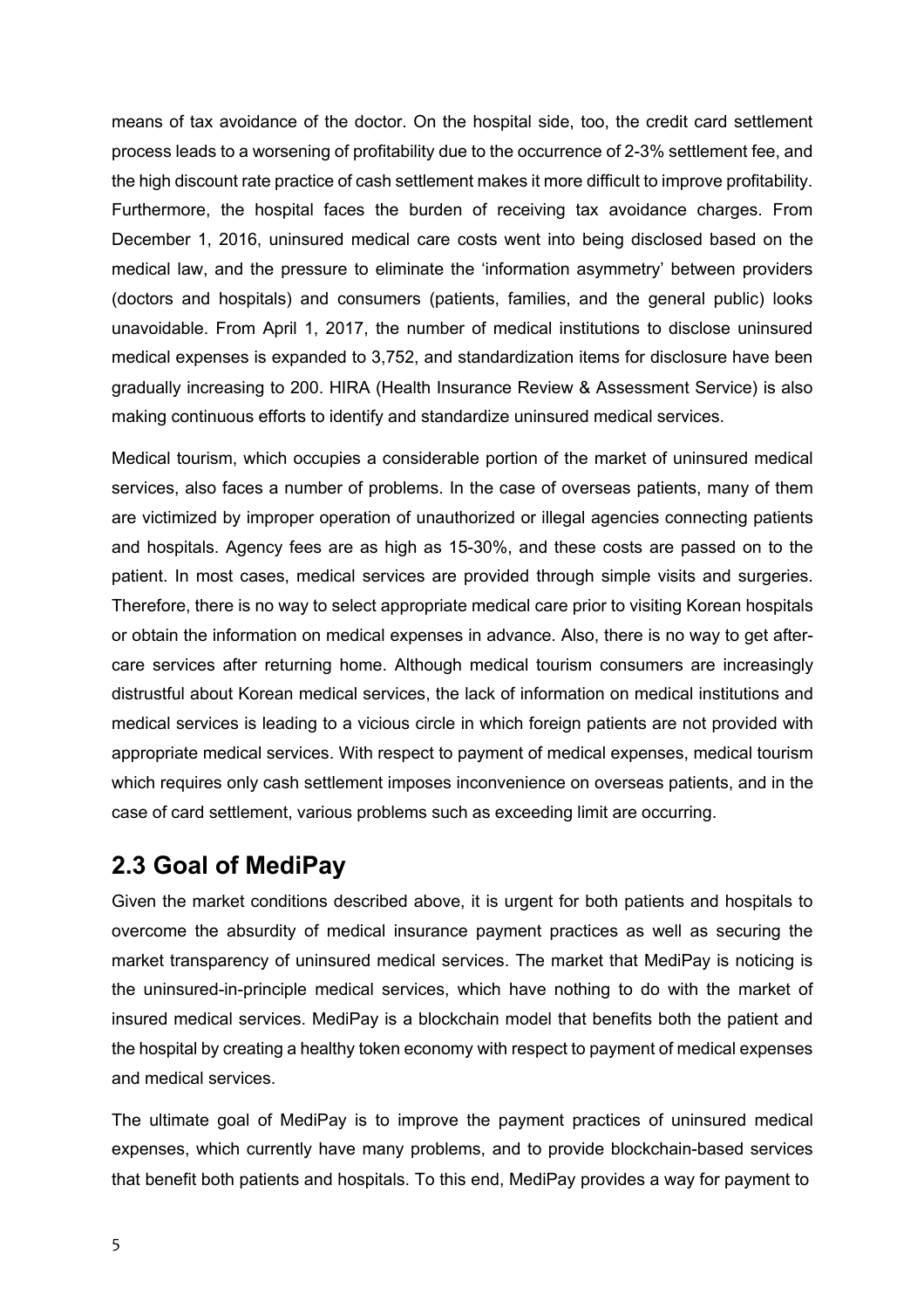means of tax avoidance of the doctor. On the hospital side, too, the credit card settlement process leads to a worsening of profitability due to the occurrence of 2-3% settlement fee, and the high discount rate practice of cash settlement makes it more difficult to improve profitability. Furthermore, the hospital faces the burden of receiving tax avoidance charges. From December 1, 2016, uninsured medical care costs went into being disclosed based on the medical law, and the pressure to eliminate the 'information asymmetry' between providers (doctors and hospitals) and consumers (patients, families, and the general public) looks unavoidable. From April 1, 2017, the number of medical institutions to disclose uninsured medical expenses is expanded to 3,752, and standardization items for disclosure have been gradually increasing to 200. HIRA (Health Insurance Review & Assessment Service) is also making continuous efforts to identify and standardize uninsured medical services.

Medical tourism, which occupies a considerable portion of the market of uninsured medical services, also faces a number of problems. In the case of overseas patients, many of them are victimized by improper operation of unauthorized or illegal agencies connecting patients and hospitals. Agency fees are as high as 15-30%, and these costs are passed on to the patient. In most cases, medical services are provided through simple visits and surgeries. Therefore, there is no way to select appropriate medical care prior to visiting Korean hospitals or obtain the information on medical expenses in advance. Also, there is no way to get after-care services after returning home. Although medical tourism consumers are increasingly distrustful about Korean medical services, the lack of information on medical institutions and medical services is leading to a vicious circle in which foreign patients are not provided with appropriate medical services. With respect to payment of medical expenses, medical tourism which requires only cash settlement imposes inconvenience on overseas patients, and in the case of card settlement, various problems such as exceeding limit are occurring.

## 2.3 Goal of MediPay

Given the market conditions described above, it is urgent for both patients and hospitals to overcome the absurdity of medical insurance payment practices as well as securing the market transparency of uninsured medical services. The market that MediPay is noticing is the uninsured-in-principle medical services, which have nothing to do with the market of insured medical services. MediPay is a blockchain model that benefits both the patient and the hospital by creating a healthy token economy with respect to payment of medical expenses and medical services.

The ultimate goal of MediPay is to improve the payment practices of uninsured medical expenses, which currently have many problems, and to provide blockchain-based services that benefit both patients and hospitals. To this end, MediPay provides a way for payment to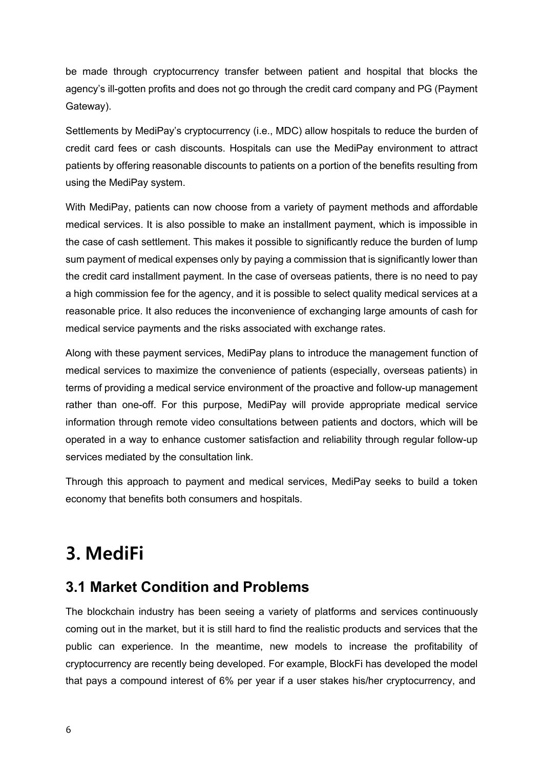be made through cryptocurrency transfer between patient and hospital that blocks the agency's ill-gotten profits and does not go through the credit card company and PG (Payment Gateway).

Settlements by MediPay's cryptocurrency (i.e., MDC) allow hospitals to reduce the burden of credit card fees or cash discounts. Hospitals can use the MediPay environment to attract patients by offering reasonable discounts to patients on a portion of the benefits resulting from using the MediPay system.

With MediPay, patients can now choose from a variety of payment methods and affordable medical services. It is also possible to make an installment payment, which is impossible in the case of cash settlement. This makes it possible to significantly reduce the burden of lump sum payment of medical expenses only by paying a commission that is significantly lower than the credit card installment payment. In the case of overseas patients, there is no need to pay a high commission fee for the agency, and it is possible to select quality medical services at a reasonable price. It also reduces the inconvenience of exchanging large amounts of cash for medical service payments and the risks associated with exchange rates.

Along with these payment services, MediPay plans to introduce the management function of medical services to maximize the convenience of patients (especially, overseas patients) in terms of providing a medical service environment of the proactive and follow-up management rather than one-off. For this purpose, MediPay will provide appropriate medical service information through remote video consultations between patients and doctors, which will be operated in a way to enhance customer satisfaction and reliability through regular follow-up services mediated by the consultation link.

Through this approach to payment and medical services, MediPay seeks to build a token economy that benefits both consumers and hospitals.

# 3. MediFi

## 3.1 Market Condition and Problems

The blockchain industry has been seeing a variety of platforms and services continuously coming out in the market, but it is still hard to find the realistic products and services that the public can experience. In the meantime, new models to increase the profitability of cryptocurrency are recently being developed. For example, BlockFi has developed the model that pays a compound interest of 6% per year if a user stakes his/her cryptocurrency, and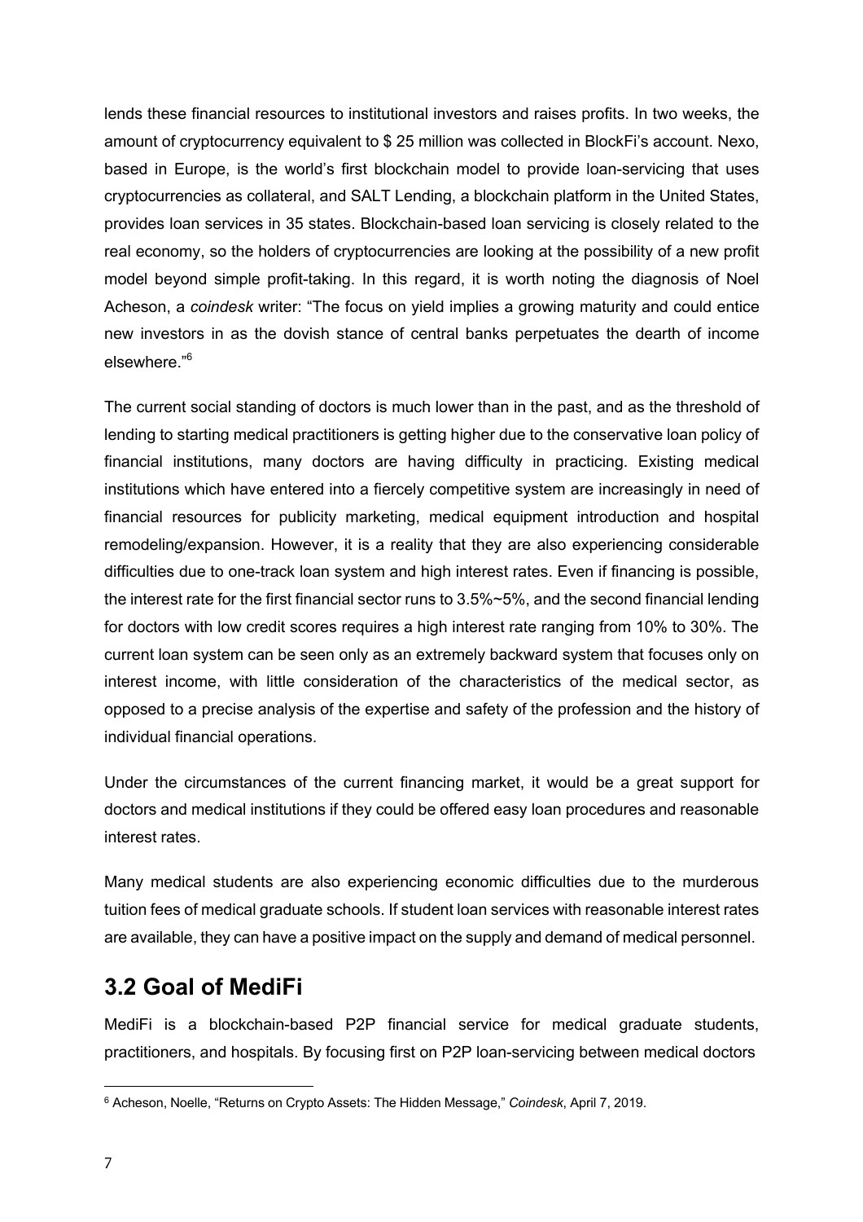lends these financial resources to institutional investors and raises profits. In two weeks, the amount of cryptocurrency equivalent to $ 25 million was collected in BlockFi's account. Nexo, based in Europe, is the world's first blockchain model to provide loan-servicing that uses cryptocurrencies as collateral, and SALT Lending, a blockchain platform in the United States, provides loan services in 35 states. Blockchain-based loan servicing is closely related to the real economy, so the holders of cryptocurrencies are looking at the possibility of a new profit model beyond simple profit-taking. In this regard, it is worth noting the diagnosis of Noel Acheson, a *coindesk* writer: "The focus on yield implies a growing maturity and could entice new investors in as the dovish stance of central banks perpetuates the dearth of income elsewhere."[6]

The current social standing of doctors is much lower than in the past, and as the threshold of lending to starting medical practitioners is getting higher due to the conservative loan policy of financial institutions, many doctors are having difficulty in practicing. Existing medical institutions which have entered into a fiercely competitive system are increasingly in need of financial resources for publicity marketing, medical equipment introduction and hospital remodeling/expansion. However, it is a reality that they are also experiencing considerable difficulties due to one-track loan system and high interest rates. Even if financing is possible, the interest rate for the first financial sector runs to 3.5%~5%, and the second financial lending for doctors with low credit scores requires a high interest rate ranging from 10% to 30%. The current loan system can be seen only as an extremely backward system that focuses only on interest income, with little consideration of the characteristics of the medical sector, as opposed to a precise analysis of the expertise and safety of the profession and the history of individual financial operations.

Under the circumstances of the current financing market, it would be a great support for doctors and medical institutions if they could be offered easy loan procedures and reasonable interest rates.

Many medical students are also experiencing economic difficulties due to the murderous tuition fees of medical graduate schools. If student loan services with reasonable interest rates are available, they can have a positive impact on the supply and demand of medical personnel.

## 3.2 Goal of MediFi

MediFi is a blockchain-based P2P financial service for medical graduate students, practitioners, and hospitals. By focusing first on P2P loan-servicing between medical doctors

---

[6] Acheson, Noelle, "Returns on Crypto Assets: The Hidden Message," *Coindesk*, April 7, 2019.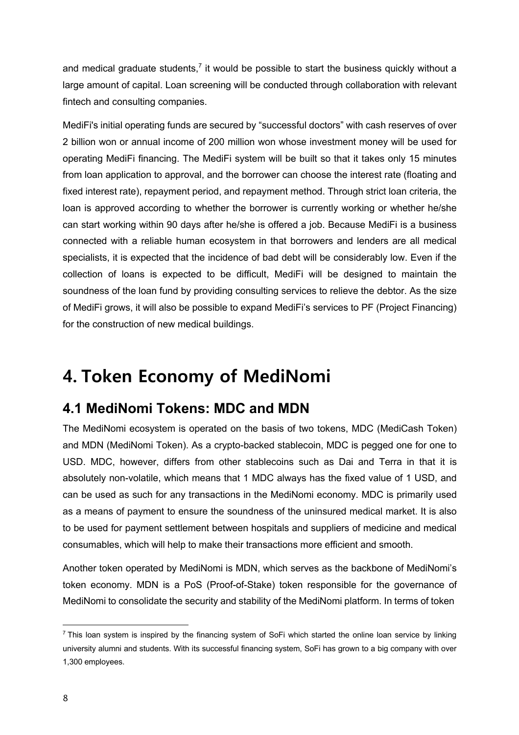and medical graduate students,[7] it would be possible to start the business quickly without a large amount of capital. Loan screening will be conducted through collaboration with relevant fintech and consulting companies.

MediFi's initial operating funds are secured by "successful doctors" with cash reserves of over 2 billion won or annual income of 200 million won whose investment money will be used for operating MediFi financing. The MediFi system will be built so that it takes only 15 minutes from loan application to approval, and the borrower can choose the interest rate (floating and fixed interest rate), repayment period, and repayment method. Through strict loan criteria, the loan is approved according to whether the borrower is currently working or whether he/she can start working within 90 days after he/she is offered a job. Because MediFi is a business connected with a reliable human ecosystem in that borrowers and lenders are all medical specialists, it is expected that the incidence of bad debt will be considerably low. Even if the collection of loans is expected to be difficult, MediFi will be designed to maintain the soundness of the loan fund by providing consulting services to relieve the debtor. As the size of MediFi grows, it will also be possible to expand MediFi's services to PF (Project Financing) for the construction of new medical buildings.

# 4. Token Economy of MediNomi

## 4.1 MediNomi Tokens: MDC and MDN

The MediNomi ecosystem is operated on the basis of two tokens, MDC (MediCash Token) and MDN (MediNomi Token). As a crypto-backed stablecoin, MDC is pegged one for one to USD. MDC, however, differs from other stablecoins such as Dai and Terra in that it is absolutely non-volatile, which means that 1 MDC always has the fixed value of 1 USD, and can be used as such for any transactions in the MediNomi economy. MDC is primarily used as a means of payment to ensure the soundness of the uninsured medical market. It is also to be used for payment settlement between hospitals and suppliers of medicine and medical consumables, which will help to make their transactions more efficient and smooth.

Another token operated by MediNomi is MDN, which serves as the backbone of MediNomi's token economy. MDN is a PoS (Proof-of-Stake) token responsible for the governance of MediNomi to consolidate the security and stability of the MediNomi platform. In terms of token

---

[7] This loan system is inspired by the financing system of SoFi which started the online loan service by linking university alumni and students. With its successful financing system, SoFi has grown to a big company with over 1,300 employees.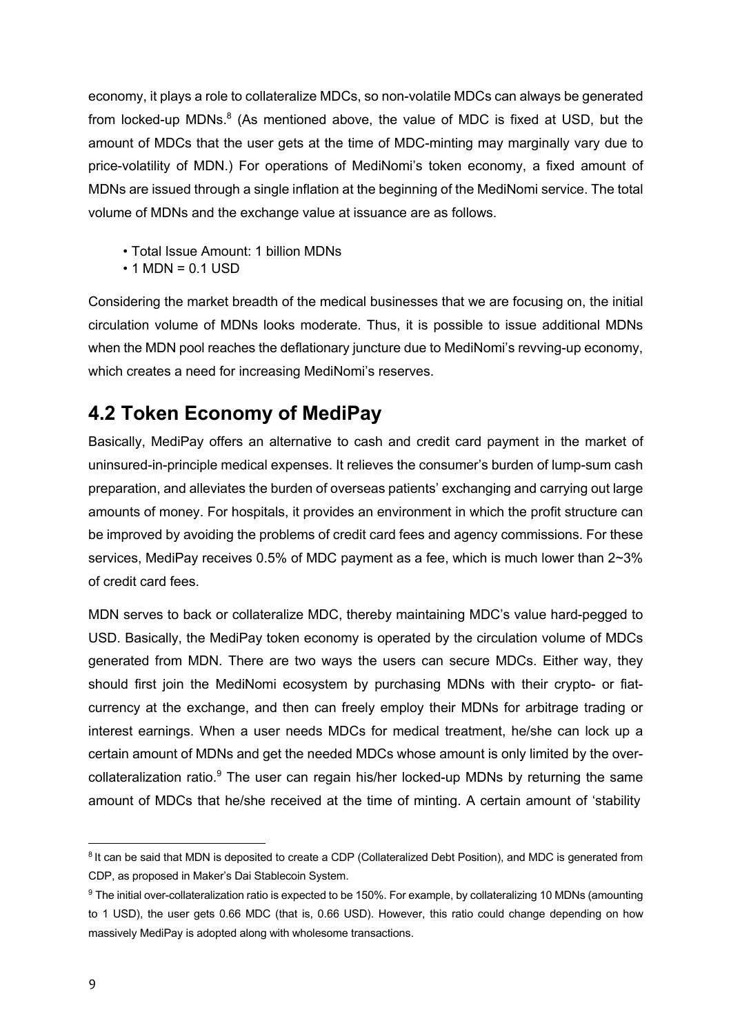economy, it plays a role to collateralize MDCs, so non-volatile MDCs can always be generated from locked-up MDNs.[8] (As mentioned above, the value of MDC is fixed at USD, but the amount of MDCs that the user gets at the time of MDC-minting may marginally vary due to price-volatility of MDN.) For operations of MediNomi's token economy, a fixed amount of MDNs are issued through a single inflation at the beginning of the MediNomi service. The total volume of MDNs and the exchange value at issuance are as follows.

- Total Issue Amount: 1 billion MDNs
- 1 MDN = 0.1 USD

Considering the market breadth of the medical businesses that we are focusing on, the initial circulation volume of MDNs looks moderate. Thus, it is possible to issue additional MDNs when the MDN pool reaches the deflationary juncture due to MediNomi's revving-up economy, which creates a need for increasing MediNomi's reserves.

## 4.2 Token Economy of MediPay

Basically, MediPay offers an alternative to cash and credit card payment in the market of uninsured-in-principle medical expenses. It relieves the consumer's burden of lump-sum cash preparation, and alleviates the burden of overseas patients' exchanging and carrying out large amounts of money. For hospitals, it provides an environment in which the profit structure can be improved by avoiding the problems of credit card fees and agency commissions. For these services, MediPay receives 0.5% of MDC payment as a fee, which is much lower than 2~3% of credit card fees.

MDN serves to back or collateralize MDC, thereby maintaining MDC's value hard-pegged to USD. Basically, the MediPay token economy is operated by the circulation volume of MDCs generated from MDN. There are two ways the users can secure MDCs. Either way, they should first join the MediNomi ecosystem by purchasing MDNs with their crypto- or fiat-currency at the exchange, and then can freely employ their MDNs for arbitrage trading or interest earnings. When a user needs MDCs for medical treatment, he/she can lock up a certain amount of MDNs and get the needed MDCs whose amount is only limited by the over-collateralization ratio.[9] The user can regain his/her locked-up MDNs by returning the same amount of MDCs that he/she received at the time of minting. A certain amount of 'stability

[8] It can be said that MDN is deposited to create a CDP (Collateralized Debt Position), and MDC is generated from CDP, as proposed in Maker's Dai Stablecoin System.

[9] The initial over-collateralization ratio is expected to be 150%. For example, by collateralizing 10 MDNs (amounting to 1 USD), the user gets 0.66 MDC (that is, 0.66 USD). However, this ratio could change depending on how massively MediPay is adopted along with wholesome transactions.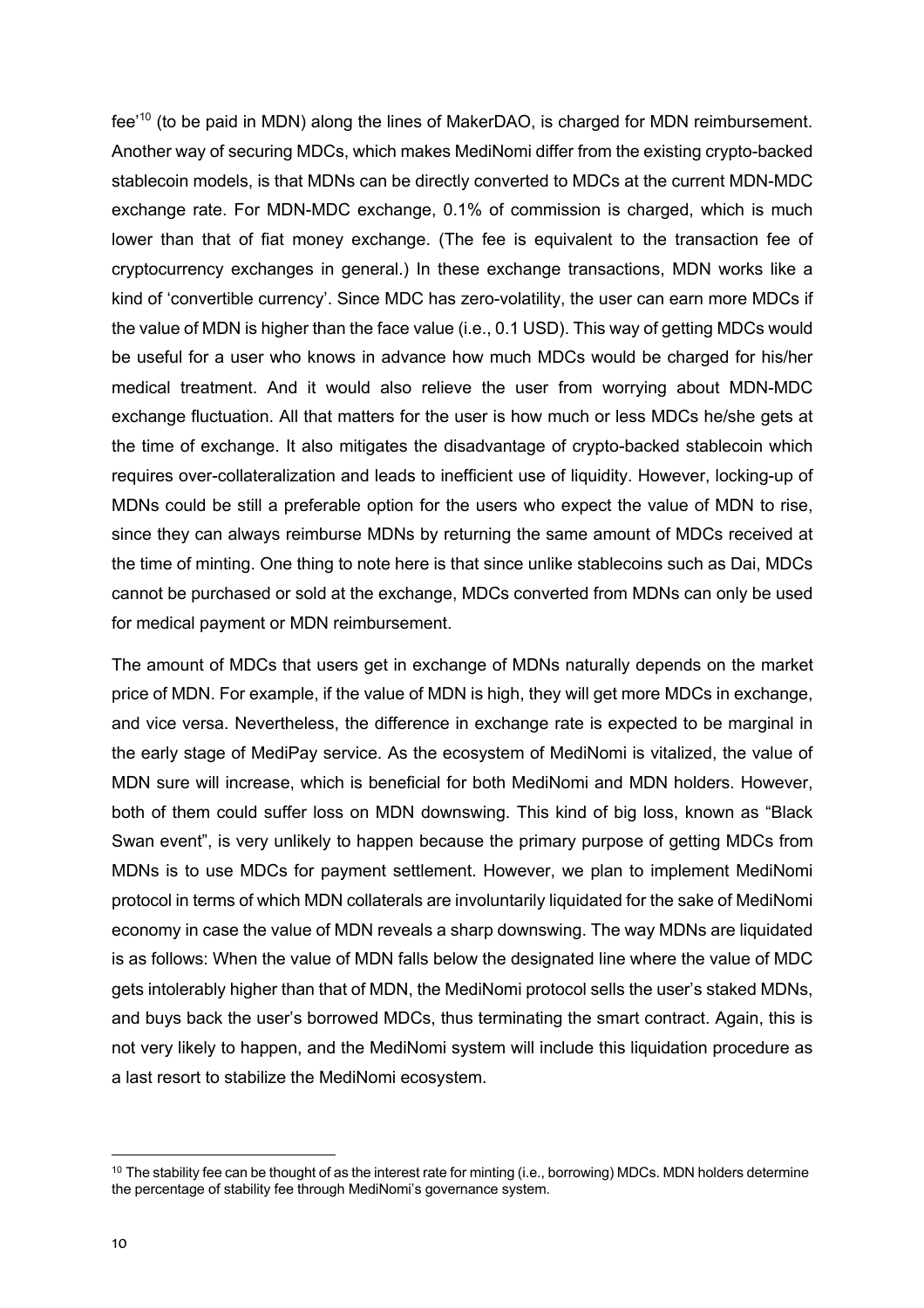fee'[10] (to be paid in MDN) along the lines of MakerDAO, is charged for MDN reimbursement. Another way of securing MDCs, which makes MediNomi differ from the existing crypto-backed stablecoin models, is that MDNs can be directly converted to MDCs at the current MDN-MDC exchange rate. For MDN-MDC exchange, 0.1% of commission is charged, which is much lower than that of fiat money exchange. (The fee is equivalent to the transaction fee of cryptocurrency exchanges in general.) In these exchange transactions, MDN works like a kind of 'convertible currency'. Since MDC has zero-volatility, the user can earn more MDCs if the value of MDN is higher than the face value (i.e., 0.1 USD). This way of getting MDCs would be useful for a user who knows in advance how much MDCs would be charged for his/her medical treatment. And it would also relieve the user from worrying about MDN-MDC exchange fluctuation. All that matters for the user is how much or less MDCs he/she gets at the time of exchange. It also mitigates the disadvantage of crypto-backed stablecoin which requires over-collateralization and leads to inefficient use of liquidity. However, locking-up of MDNs could be still a preferable option for the users who expect the value of MDN to rise, since they can always reimburse MDNs by returning the same amount of MDCs received at the time of minting. One thing to note here is that since unlike stablecoins such as Dai, MDCs cannot be purchased or sold at the exchange, MDCs converted from MDNs can only be used for medical payment or MDN reimbursement.

The amount of MDCs that users get in exchange of MDNs naturally depends on the market price of MDN. For example, if the value of MDN is high, they will get more MDCs in exchange, and vice versa. Nevertheless, the difference in exchange rate is expected to be marginal in the early stage of MediPay service. As the ecosystem of MediNomi is vitalized, the value of MDN sure will increase, which is beneficial for both MediNomi and MDN holders. However, both of them could suffer loss on MDN downswing. This kind of big loss, known as "Black Swan event", is very unlikely to happen because the primary purpose of getting MDCs from MDNs is to use MDCs for payment settlement. However, we plan to implement MediNomi protocol in terms of which MDN collaterals are involuntarily liquidated for the sake of MediNomi economy in case the value of MDN reveals a sharp downswing. The way MDNs are liquidated is as follows: When the value of MDN falls below the designated line where the value of MDC gets intolerably higher than that of MDN, the MediNomi protocol sells the user's staked MDNs, and buys back the user's borrowed MDCs, thus terminating the smart contract. Again, this is not very likely to happen, and the MediNomi system will include this liquidation procedure as a last resort to stabilize the MediNomi ecosystem.

---

[10] The stability fee can be thought of as the interest rate for minting (i.e., borrowing) MDCs. MDN holders determine the percentage of stability fee through MediNomi's governance system.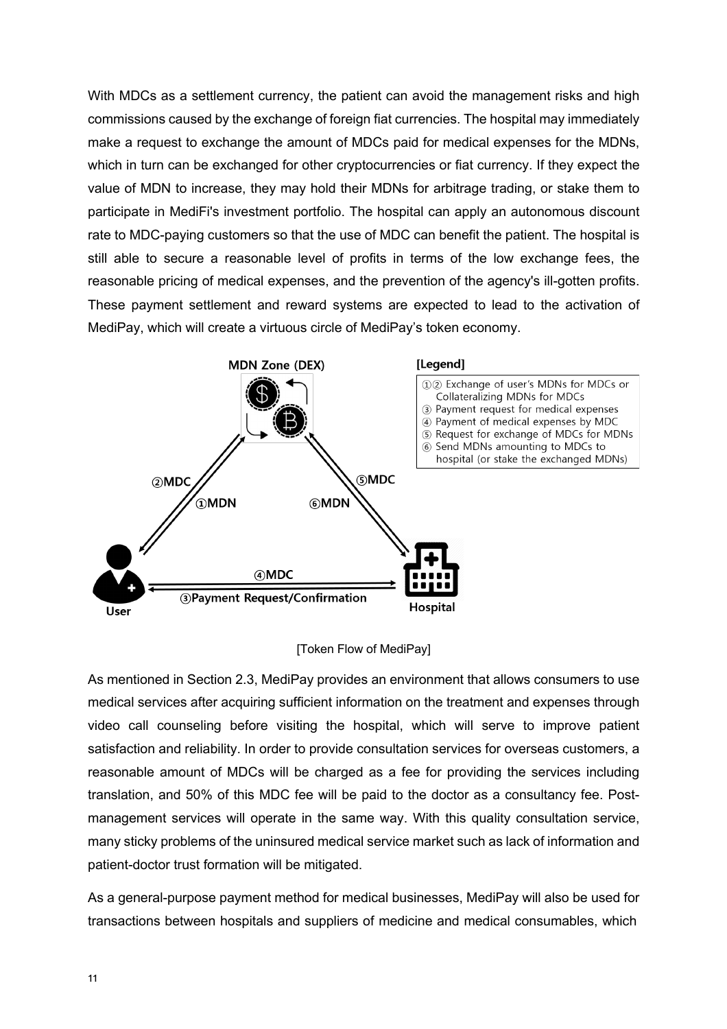With MDCs as a settlement currency, the patient can avoid the management risks and high commissions caused by the exchange of foreign fiat currencies. The hospital may immediately make a request to exchange the amount of MDCs paid for medical expenses for the MDNs, which in turn can be exchanged for other cryptocurrencies or fiat currency. If they expect the value of MDN to increase, they may hold their MDNs for arbitrage trading, or stake them to participate in MediFi's investment portfolio. The hospital can apply an autonomous discount rate to MDC-paying customers so that the use of MDC can benefit the patient. The hospital is still able to secure a reasonable level of profits in terms of the low exchange fees, the reasonable pricing of medical expenses, and the prevention of the agency's ill-gotten profits. These payment settlement and reward systems are expected to lead to the activation of MediPay, which will create a virtuous circle of MediPay's token economy.

MDN Zone (DEX)

[Legend]

①② Exchange of user's MDNs for MDCs or Collateralizing MDNs for MDCs
③ Payment request for medical expenses
④ Payment of medical expenses by MDC
⑤ Request for exchange of MDCs for MDNs
⑥ Send MDNs amounting to MDCs to hospital (or stake the exchanged MDNs)

②MDC ①MDN ⑥MDN ⑤MDC

④MDC
③Payment Request/Confirmation

User Hospital

[Token Flow of MediPay]

As mentioned in Section 2.3, MediPay provides an environment that allows consumers to use medical services after acquiring sufficient information on the treatment and expenses through video call counseling before visiting the hospital, which will serve to improve patient satisfaction and reliability. In order to provide consultation services for overseas customers, a reasonable amount of MDCs will be charged as a fee for providing the services including translation, and 50% of this MDC fee will be paid to the doctor as a consultancy fee. Post-management services will operate in the same way. With this quality consultation service, many sticky problems of the uninsured medical service market such as lack of information and patient-doctor trust formation will be mitigated.

As a general-purpose payment method for medical businesses, MediPay will also be used for transactions between hospitals and suppliers of medicine and medical consumables, which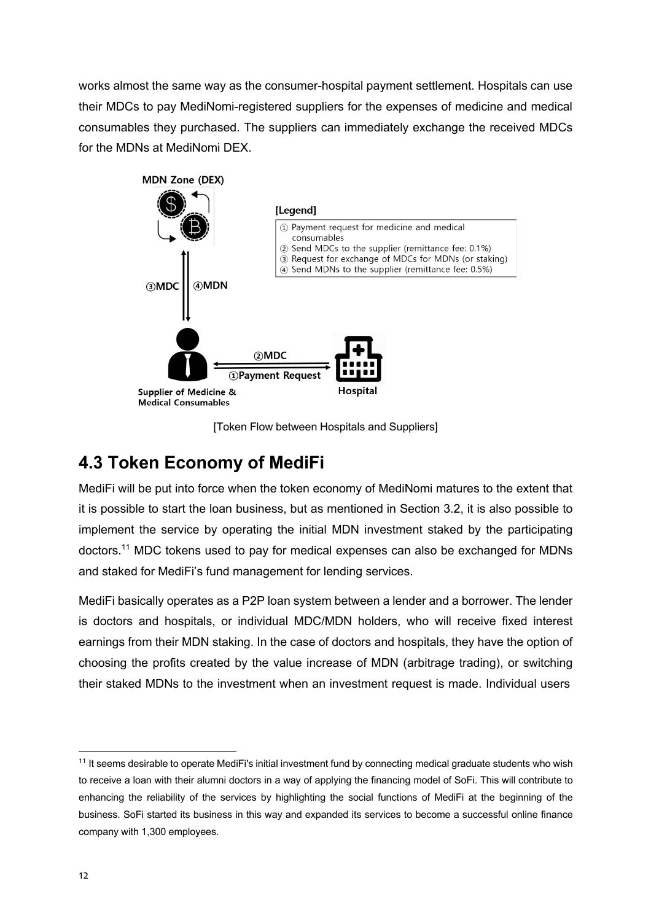works almost the same way as the consumer-hospital payment settlement. Hospitals can use their MDCs to pay MediNomi-registered suppliers for the expenses of medicine and medical consumables they purchased. The suppliers can immediately exchange the received MDCs for the MDNs at MediNomi DEX.

**MDN Zone (DEX)**

**[Legend]**

① Payment request for medicine and medical consumables
② Send MDCs to the supplier (remittance fee: 0.1%)
③ Request for exchange of MDCs for MDNs (or staking)
④ Send MDNs to the supplier (remittance fee: 0.5%)

③MDC ④MDN

②MDC
①Payment Request

Supplier of Medicine & Medical Consumables

Hospital

[Token Flow between Hospitals and Suppliers]

## 4.3 Token Economy of MediFi

MediFi will be put into force when the token economy of MediNomi matures to the extent that it is possible to start the loan business, but as mentioned in Section 3.2, it is also possible to implement the service by operating the initial MDN investment staked by the participating doctors.[11] MDC tokens used to pay for medical expenses can also be exchanged for MDNs and staked for MediFi's fund management for lending services.

MediFi basically operates as a P2P loan system between a lender and a borrower. The lender is doctors and hospitals, or individual MDC/MDN holders, who will receive fixed interest earnings from their MDN staking. In the case of doctors and hospitals, they have the option of choosing the profits created by the value increase of MDN (arbitrage trading), or switching their staked MDNs to the investment when an investment request is made. Individual users

[11] It seems desirable to operate MediFi's initial investment fund by connecting medical graduate students who wish to receive a loan with their alumni doctors in a way of applying the financing model of SoFi. This will contribute to enhancing the reliability of the services by highlighting the social functions of MediFi at the beginning of the business. SoFi started its business in this way and expanded its services to become a successful online finance company with 1,300 employees.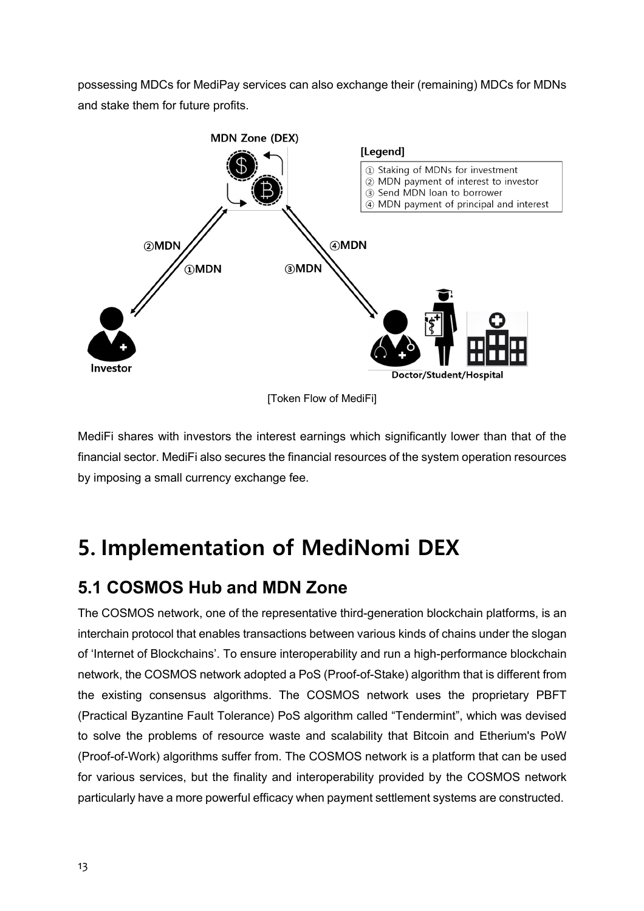possessing MDCs for MediPay services can also exchange their (remaining) MDCs for MDNs and stake them for future profits.

[Token Flow of MediFi]

MediFi shares with investors the interest earnings which significantly lower than that of the financial sector. MediFi also secures the financial resources of the system operation resources by imposing a small currency exchange fee.

# 5. Implementation of MediNomi DEX

## 5.1 COSMOS Hub and MDN Zone

The COSMOS network, one of the representative third-generation blockchain platforms, is an interchain protocol that enables transactions between various kinds of chains under the slogan of 'Internet of Blockchains'. To ensure interoperability and run a high-performance blockchain network, the COSMOS network adopted a PoS (Proof-of-Stake) algorithm that is different from the existing consensus algorithms. The COSMOS network uses the proprietary PBFT (Practical Byzantine Fault Tolerance) PoS algorithm called "Tendermint", which was devised to solve the problems of resource waste and scalability that Bitcoin and Etherium's PoW (Proof-of-Work) algorithms suffer from. The COSMOS network is a platform that can be used for various services, but the finality and interoperability provided by the COSMOS network particularly have a more powerful efficacy when payment settlement systems are constructed.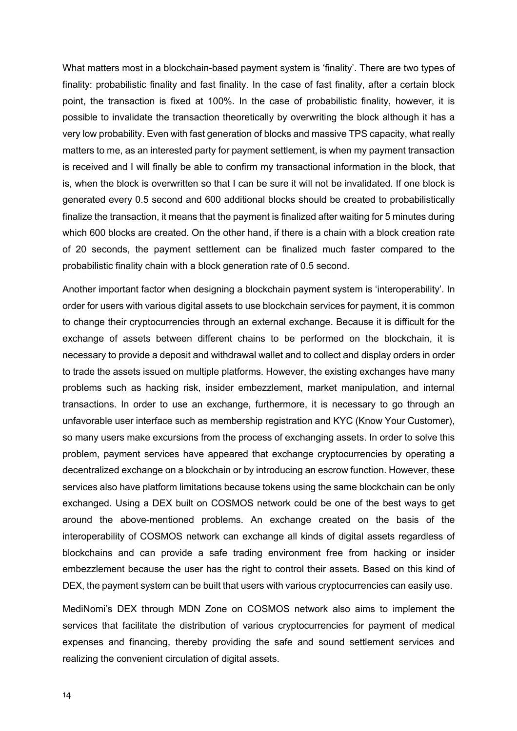What matters most in a blockchain-based payment system is 'finality'. There are two types of finality: probabilistic finality and fast finality. In the case of fast finality, after a certain block point, the transaction is fixed at 100%. In the case of probabilistic finality, however, it is possible to invalidate the transaction theoretically by overwriting the block although it has a very low probability. Even with fast generation of blocks and massive TPS capacity, what really matters to me, as an interested party for payment settlement, is when my payment transaction is received and I will finally be able to confirm my transactional information in the block, that is, when the block is overwritten so that I can be sure it will not be invalidated. If one block is generated every 0.5 second and 600 additional blocks should be created to probabilistically finalize the transaction, it means that the payment is finalized after waiting for 5 minutes during which 600 blocks are created. On the other hand, if there is a chain with a block creation rate of 20 seconds, the payment settlement can be finalized much faster compared to the probabilistic finality chain with a block generation rate of 0.5 second.

Another important factor when designing a blockchain payment system is 'interoperability'. In order for users with various digital assets to use blockchain services for payment, it is common to change their cryptocurrencies through an external exchange. Because it is difficult for the exchange of assets between different chains to be performed on the blockchain, it is necessary to provide a deposit and withdrawal wallet and to collect and display orders in order to trade the assets issued on multiple platforms. However, the existing exchanges have many problems such as hacking risk, insider embezzlement, market manipulation, and internal transactions. In order to use an exchange, furthermore, it is necessary to go through an unfavorable user interface such as membership registration and KYC (Know Your Customer), so many users make excursions from the process of exchanging assets. In order to solve this problem, payment services have appeared that exchange cryptocurrencies by operating a decentralized exchange on a blockchain or by introducing an escrow function. However, these services also have platform limitations because tokens using the same blockchain can be only exchanged. Using a DEX built on COSMOS network could be one of the best ways to get around the above-mentioned problems. An exchange created on the basis of the interoperability of COSMOS network can exchange all kinds of digital assets regardless of blockchains and can provide a safe trading environment free from hacking or insider embezzlement because the user has the right to control their assets. Based on this kind of DEX, the payment system can be built that users with various cryptocurrencies can easily use.

MediNomi's DEX through MDN Zone on COSMOS network also aims to implement the services that facilitate the distribution of various cryptocurrencies for payment of medical expenses and financing, thereby providing the safe and sound settlement services and realizing the convenient circulation of digital assets.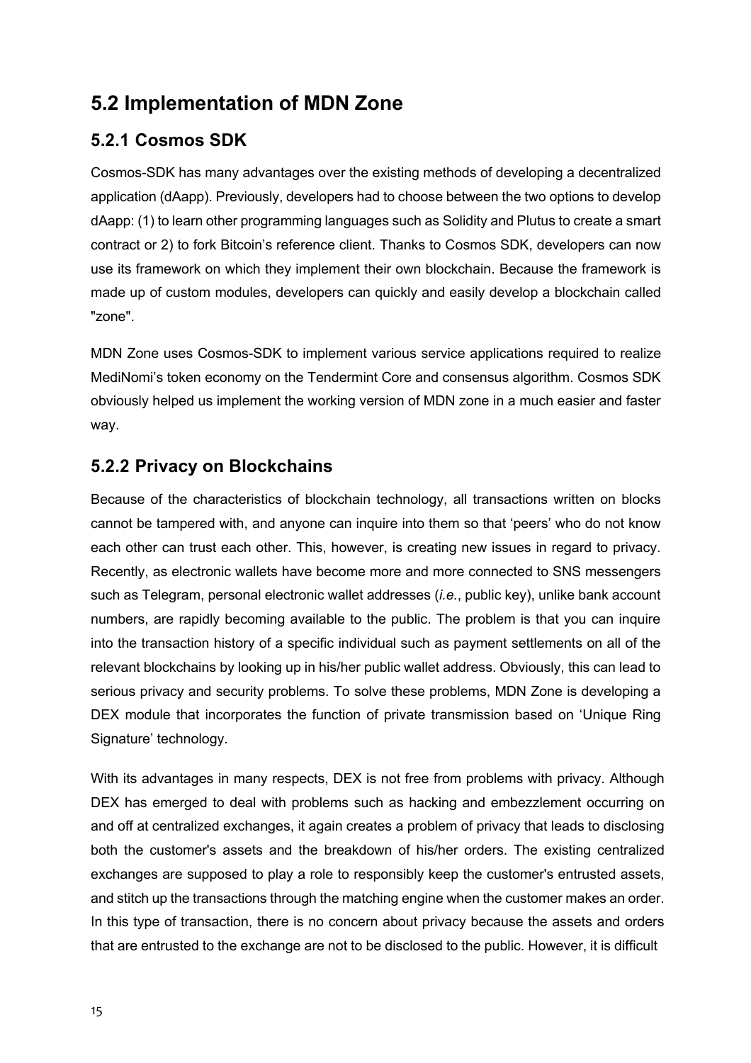## 5.2 Implementation of MDN Zone

### 5.2.1 Cosmos SDK

Cosmos-SDK has many advantages over the existing methods of developing a decentralized application (dAapp). Previously, developers had to choose between the two options to develop dAapp: (1) to learn other programming languages such as Solidity and Plutus to create a smart contract or 2) to fork Bitcoin's reference client. Thanks to Cosmos SDK, developers can now use its framework on which they implement their own blockchain. Because the framework is made up of custom modules, developers can quickly and easily develop a blockchain called "zone".

MDN Zone uses Cosmos-SDK to implement various service applications required to realize MediNomi's token economy on the Tendermint Core and consensus algorithm. Cosmos SDK obviously helped us implement the working version of MDN zone in a much easier and faster way.

### 5.2.2 Privacy on Blockchains

Because of the characteristics of blockchain technology, all transactions written on blocks cannot be tampered with, and anyone can inquire into them so that 'peers' who do not know each other can trust each other. This, however, is creating new issues in regard to privacy. Recently, as electronic wallets have become more and more connected to SNS messengers such as Telegram, personal electronic wallet addresses (*i.e.*, public key), unlike bank account numbers, are rapidly becoming available to the public. The problem is that you can inquire into the transaction history of a specific individual such as payment settlements on all of the relevant blockchains by looking up in his/her public wallet address. Obviously, this can lead to serious privacy and security problems. To solve these problems, MDN Zone is developing a DEX module that incorporates the function of private transmission based on 'Unique Ring Signature' technology.

With its advantages in many respects, DEX is not free from problems with privacy. Although DEX has emerged to deal with problems such as hacking and embezzlement occurring on and off at centralized exchanges, it again creates a problem of privacy that leads to disclosing both the customer's assets and the breakdown of his/her orders. The existing centralized exchanges are supposed to play a role to responsibly keep the customer's entrusted assets, and stitch up the transactions through the matching engine when the customer makes an order. In this type of transaction, there is no concern about privacy because the assets and orders that are entrusted to the exchange are not to be disclosed to the public. However, it is difficult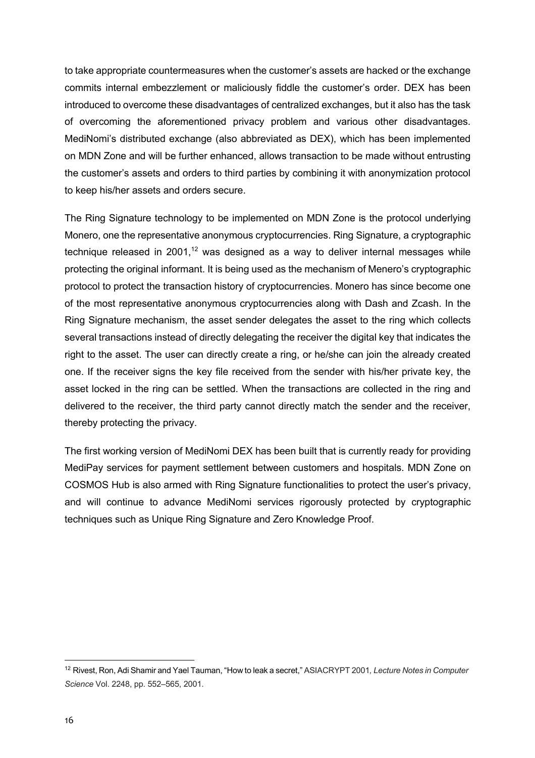to take appropriate countermeasures when the customer's assets are hacked or the exchange commits internal embezzlement or maliciously fiddle the customer's order. DEX has been introduced to overcome these disadvantages of centralized exchanges, but it also has the task of overcoming the aforementioned privacy problem and various other disadvantages. MediNomi's distributed exchange (also abbreviated as DEX), which has been implemented on MDN Zone and will be further enhanced, allows transaction to be made without entrusting the customer's assets and orders to third parties by combining it with anonymization protocol to keep his/her assets and orders secure.

The Ring Signature technology to be implemented on MDN Zone is the protocol underlying Monero, one the representative anonymous cryptocurrencies. Ring Signature, a cryptographic technique released in 2001,[12] was designed as a way to deliver internal messages while protecting the original informant. It is being used as the mechanism of Menero's cryptographic protocol to protect the transaction history of cryptocurrencies. Monero has since become one of the most representative anonymous cryptocurrencies along with Dash and Zcash. In the Ring Signature mechanism, the asset sender delegates the asset to the ring which collects several transactions instead of directly delegating the receiver the digital key that indicates the right to the asset. The user can directly create a ring, or he/she can join the already created one. If the receiver signs the key file received from the sender with his/her private key, the asset locked in the ring can be settled. When the transactions are collected in the ring and delivered to the receiver, the third party cannot directly match the sender and the receiver, thereby protecting the privacy.

The first working version of MediNomi DEX has been built that is currently ready for providing MediPay services for payment settlement between customers and hospitals. MDN Zone on COSMOS Hub is also armed with Ring Signature functionalities to protect the user's privacy, and will continue to advance MediNomi services rigorously protected by cryptographic techniques such as Unique Ring Signature and Zero Knowledge Proof.

---

[12] Rivest, Ron, Adi Shamir and Yael Tauman, "How to leak a secret," ASIACRYPT 2001, *Lecture Notes in Computer Science* Vol. 2248, pp. 552–565, 2001.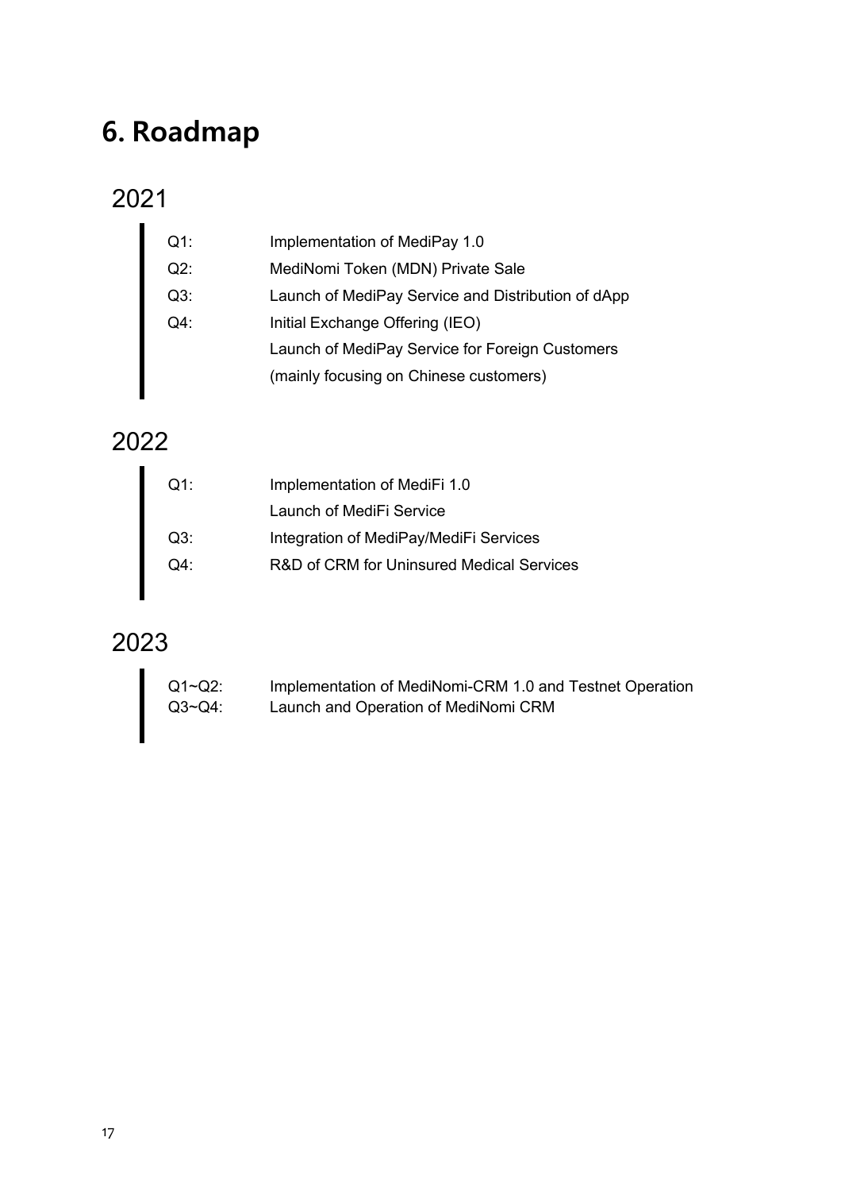# 6. Roadmap

## 2021

| | |
|---|---|
| Q1: | Implementation of MediPay 1.0 |
| Q2: | MediNomi Token (MDN) Private Sale |
| Q3: | Launch of MediPay Service and Distribution of dApp |
| Q4: | Initial Exchange Offering (IEO) |
| | Launch of MediPay Service for Foreign Customers (mainly focusing on Chinese customers) |

## 2022

| | |
|---|---|
| Q1: | Implementation of MediFi 1.0 |
| | Launch of MediFi Service |
| Q3: | Integration of MediPay/MediFi Services |
| Q4: | R&D of CRM for Uninsured Medical Services |

## 2023

| | |
|---|---|
| Q1~Q2: | Implementation of MediNomi-CRM 1.0 and Testnet Operation |
| Q3~Q4: | Launch and Operation of MediNomi CRM |